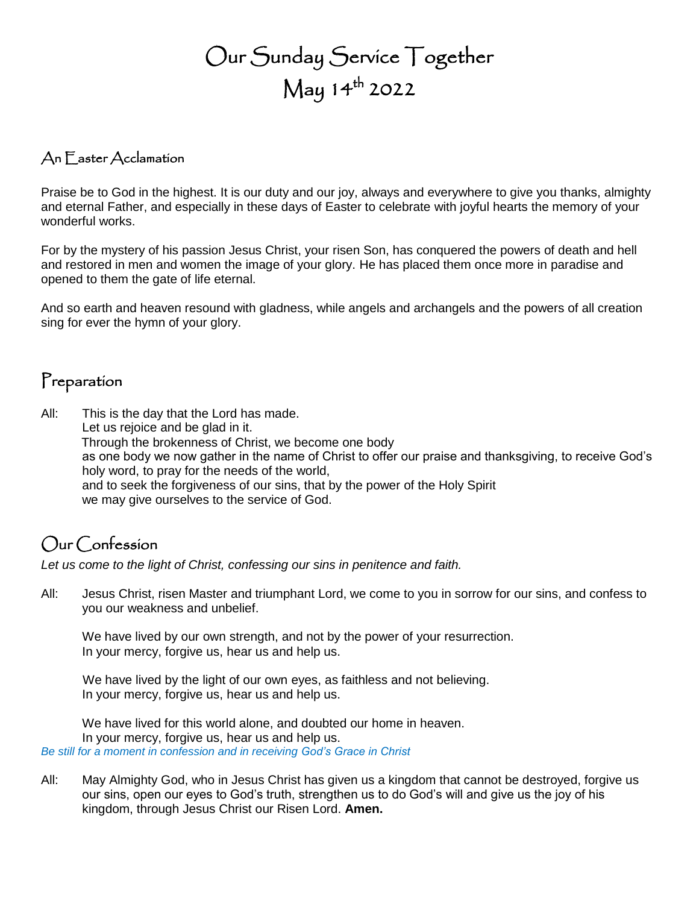# Our Sunday Service Together
# May 14th 2022

## An Easter Acclamation

Praise be to God in the highest. It is our duty and our joy, always and everywhere to give you thanks, almighty and eternal Father, and especially in these days of Easter to celebrate with joyful hearts the memory of your wonderful works.

For by the mystery of his passion Jesus Christ, your risen Son, has conquered the powers of death and hell and restored in men and women the image of your glory. He has placed them once more in paradise and opened to them the gate of life eternal.

And so earth and heaven resound with gladness, while angels and archangels and the powers of all creation sing for ever the hymn of your glory.

## Preparation

All: This is the day that the Lord has made.
Let us rejoice and be glad in it.
Through the brokenness of Christ, we become one body
as one body we now gather in the name of Christ to offer our praise and thanksgiving, to receive God's holy word, to pray for the needs of the world,
and to seek the forgiveness of our sins, that by the power of the Holy Spirit
we may give ourselves to the service of God.

## Our Confession

*Let us come to the light of Christ, confessing our sins in penitence and faith.*

All: Jesus Christ, risen Master and triumphant Lord, we come to you in sorrow for our sins, and confess to you our weakness and unbelief.

We have lived by our own strength, and not by the power of your resurrection.
In your mercy, forgive us, hear us and help us.

We have lived by the light of our own eyes, as faithless and not believing.
In your mercy, forgive us, hear us and help us.

We have lived for this world alone, and doubted our home in heaven.
In your mercy, forgive us, hear us and help us.

*Be still for a moment in confession and in receiving God's Grace in Christ*

All: May Almighty God, who in Jesus Christ has given us a kingdom that cannot be destroyed, forgive us our sins, open our eyes to God's truth, strengthen us to do God's will and give us the joy of his kingdom, through Jesus Christ our Risen Lord. **Amen.**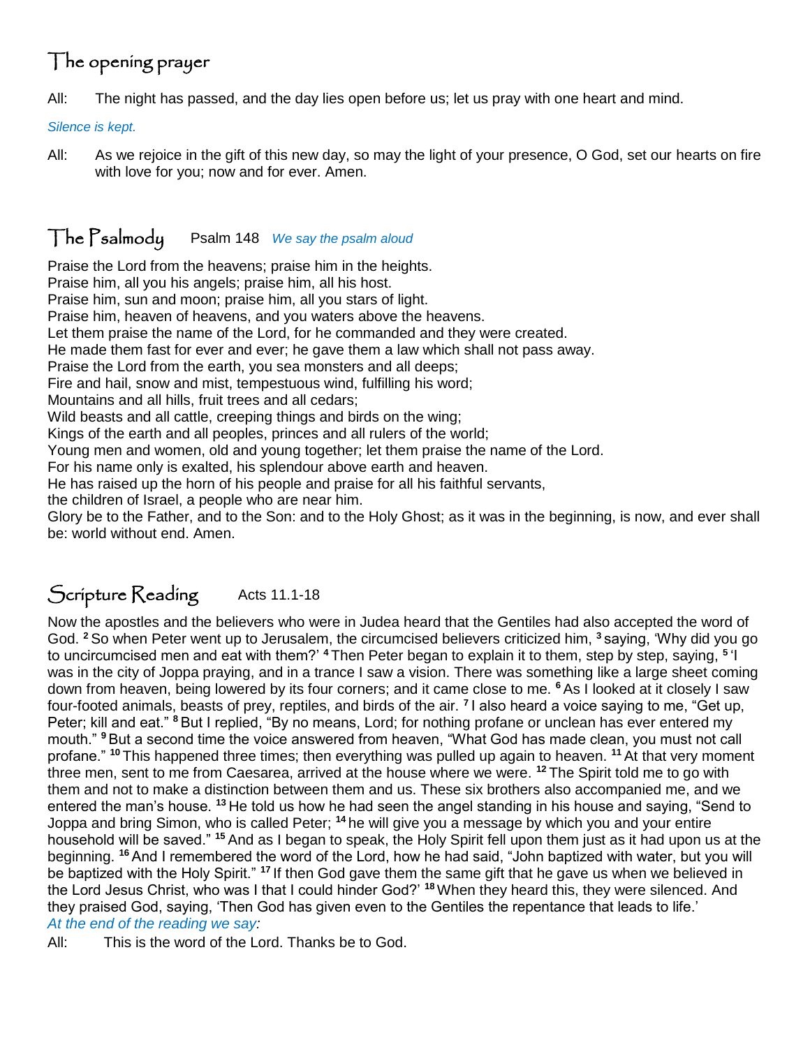## The opening prayer

All: The night has passed, and the day lies open before us; let us pray with one heart and mind.

*Silence is kept.*

All: As we rejoice in the gift of this new day, so may the light of your presence, O God, set our hearts on fire with love for you; now and for ever. Amen.

## The Psalmody Psalm 148 *We say the psalm aloud*

Praise the Lord from the heavens; praise him in the heights.
Praise him, all you his angels; praise him, all his host.
Praise him, sun and moon; praise him, all you stars of light.
Praise him, heaven of heavens, and you waters above the heavens.
Let them praise the name of the Lord, for he commanded and they were created.
He made them fast for ever and ever; he gave them a law which shall not pass away.
Praise the Lord from the earth, you sea monsters and all deeps;
Fire and hail, snow and mist, tempestuous wind, fulfilling his word;
Mountains and all hills, fruit trees and all cedars;
Wild beasts and all cattle, creeping things and birds on the wing;
Kings of the earth and all peoples, princes and all rulers of the world;
Young men and women, old and young together; let them praise the name of the Lord.
For his name only is exalted, his splendour above earth and heaven.
He has raised up the horn of his people and praise for all his faithful servants,
the children of Israel, a people who are near him.
Glory be to the Father, and to the Son: and to the Holy Ghost; as it was in the beginning, is now, and ever shall be: world without end. Amen.

## Scripture Reading Acts 11.1-18

Now the apostles and the believers who were in Judea heard that the Gentiles had also accepted the word of God. [2] So when Peter went up to Jerusalem, the circumcised believers criticized him, [3] saying, 'Why did you go to uncircumcised men and eat with them?' [4] Then Peter began to explain it to them, step by step, saying, [5] 'I was in the city of Joppa praying, and in a trance I saw a vision. There was something like a large sheet coming down from heaven, being lowered by its four corners; and it came close to me. [6] As I looked at it closely I saw four-footed animals, beasts of prey, reptiles, and birds of the air. [7] I also heard a voice saying to me, "Get up, Peter; kill and eat." [8] But I replied, "By no means, Lord; for nothing profane or unclean has ever entered my mouth." [9] But a second time the voice answered from heaven, "What God has made clean, you must not call profane." [10] This happened three times; then everything was pulled up again to heaven. [11] At that very moment three men, sent to me from Caesarea, arrived at the house where we were. [12] The Spirit told me to go with them and not to make a distinction between them and us. These six brothers also accompanied me, and we entered the man's house. [13] He told us how he had seen the angel standing in his house and saying, "Send to Joppa and bring Simon, who is called Peter; [14] he will give you a message by which you and your entire household will be saved." [15] And as I began to speak, the Holy Spirit fell upon them just as it had upon us at the beginning. [16] And I remembered the word of the Lord, how he had said, "John baptized with water, but you will be baptized with the Holy Spirit." [17] If then God gave them the same gift that he gave us when we believed in the Lord Jesus Christ, who was I that I could hinder God?' [18] When they heard this, they were silenced. And they praised God, saying, 'Then God has given even to the Gentiles the repentance that leads to life.'
*At the end of the reading we say:*

All: This is the word of the Lord. Thanks be to God.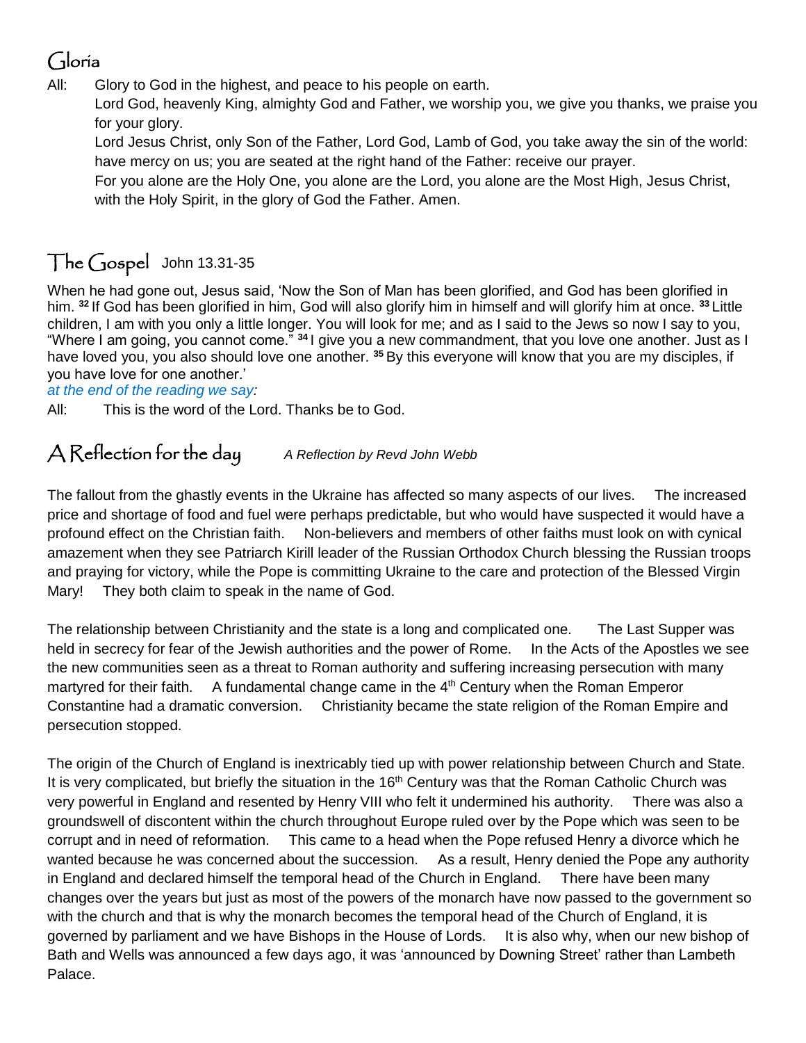## Gloria

All: Glory to God in the highest, and peace to his people on earth.
Lord God, heavenly King, almighty God and Father, we worship you, we give you thanks, we praise you for your glory.
Lord Jesus Christ, only Son of the Father, Lord God, Lamb of God, you take away the sin of the world: have mercy on us; you are seated at the right hand of the Father: receive our prayer.
For you alone are the Holy One, you alone are the Lord, you alone are the Most High, Jesus Christ, with the Holy Spirit, in the glory of God the Father. Amen.

## The Gospel John 13.31-35

When he had gone out, Jesus said, 'Now the Son of Man has been glorified, and God has been glorified in him. **32** If God has been glorified in him, God will also glorify him in himself and will glorify him at once. **33** Little children, I am with you only a little longer. You will look for me; and as I said to the Jews so now I say to you, "Where I am going, you cannot come." **34** I give you a new commandment, that you love one another. Just as I have loved you, you also should love one another. **35** By this everyone will know that you are my disciples, if you have love for one another.'

*at the end of the reading we say:*

All: This is the word of the Lord. Thanks be to God.

## A Reflection for the day *A Reflection by Revd John Webb*

The fallout from the ghastly events in the Ukraine has affected so many aspects of our lives. The increased price and shortage of food and fuel were perhaps predictable, but who would have suspected it would have a profound effect on the Christian faith. Non-believers and members of other faiths must look on with cynical amazement when they see Patriarch Kirill leader of the Russian Orthodox Church blessing the Russian troops and praying for victory, while the Pope is committing Ukraine to the care and protection of the Blessed Virgin Mary! They both claim to speak in the name of God.

The relationship between Christianity and the state is a long and complicated one. The Last Supper was held in secrecy for fear of the Jewish authorities and the power of Rome. In the Acts of the Apostles we see the new communities seen as a threat to Roman authority and suffering increasing persecution with many martyred for their faith. A fundamental change came in the 4th Century when the Roman Emperor Constantine had a dramatic conversion. Christianity became the state religion of the Roman Empire and persecution stopped.

The origin of the Church of England is inextricably tied up with power relationship between Church and State. It is very complicated, but briefly the situation in the 16th Century was that the Roman Catholic Church was very powerful in England and resented by Henry VIII who felt it undermined his authority. There was also a groundswell of discontent within the church throughout Europe ruled over by the Pope which was seen to be corrupt and in need of reformation. This came to a head when the Pope refused Henry a divorce which he wanted because he was concerned about the succession. As a result, Henry denied the Pope any authority in England and declared himself the temporal head of the Church in England. There have been many changes over the years but just as most of the powers of the monarch have now passed to the government so with the church and that is why the monarch becomes the temporal head of the Church of England, it is governed by parliament and we have Bishops in the House of Lords. It is also why, when our new bishop of Bath and Wells was announced a few days ago, it was 'announced by Downing Street' rather than Lambeth Palace.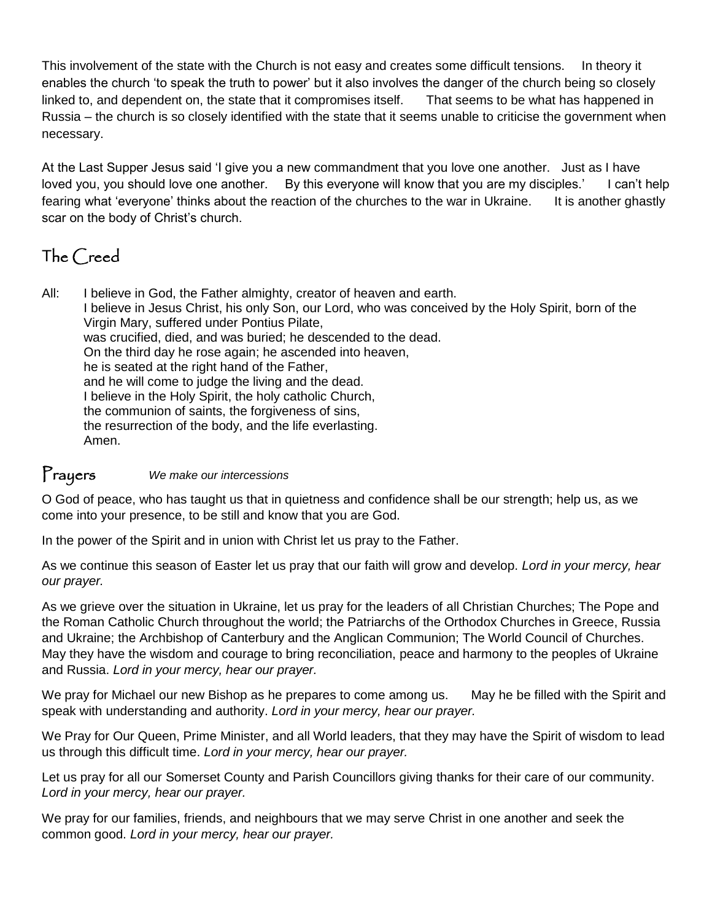This involvement of the state with the Church is not easy and creates some difficult tensions. In theory it enables the church 'to speak the truth to power' but it also involves the danger of the church being so closely linked to, and dependent on, the state that it compromises itself. That seems to be what has happened in Russia – the church is so closely identified with the state that it seems unable to criticise the government when necessary.

At the Last Supper Jesus said 'I give you a new commandment that you love one another. Just as I have loved you, you should love one another. By this everyone will know that you are my disciples.' I can't help fearing what 'everyone' thinks about the reaction of the churches to the war in Ukraine. It is another ghastly scar on the body of Christ's church.

## The Creed

All: I believe in God, the Father almighty, creator of heaven and earth.
I believe in Jesus Christ, his only Son, our Lord, who was conceived by the Holy Spirit, born of the Virgin Mary, suffered under Pontius Pilate,
was crucified, died, and was buried; he descended to the dead.
On the third day he rose again; he ascended into heaven,
he is seated at the right hand of the Father,
and he will come to judge the living and the dead.
I believe in the Holy Spirit, the holy catholic Church,
the communion of saints, the forgiveness of sins,
the resurrection of the body, and the life everlasting.
Amen.

## Prayers *We make our intercessions*

O God of peace, who has taught us that in quietness and confidence shall be our strength; help us, as we come into your presence, to be still and know that you are God.

In the power of the Spirit and in union with Christ let us pray to the Father.

As we continue this season of Easter let us pray that our faith will grow and develop. *Lord in your mercy, hear our prayer.*

As we grieve over the situation in Ukraine, let us pray for the leaders of all Christian Churches; The Pope and the Roman Catholic Church throughout the world; the Patriarchs of the Orthodox Churches in Greece, Russia and Ukraine; the Archbishop of Canterbury and the Anglican Communion; The World Council of Churches. May they have the wisdom and courage to bring reconciliation, peace and harmony to the peoples of Ukraine and Russia. *Lord in your mercy, hear our prayer.*

We pray for Michael our new Bishop as he prepares to come among us. May he be filled with the Spirit and speak with understanding and authority. *Lord in your mercy, hear our prayer.*

We Pray for Our Queen, Prime Minister, and all World leaders, that they may have the Spirit of wisdom to lead us through this difficult time. *Lord in your mercy, hear our prayer.*

Let us pray for all our Somerset County and Parish Councillors giving thanks for their care of our community. *Lord in your mercy, hear our prayer.*

We pray for our families, friends, and neighbours that we may serve Christ in one another and seek the common good. *Lord in your mercy, hear our prayer.*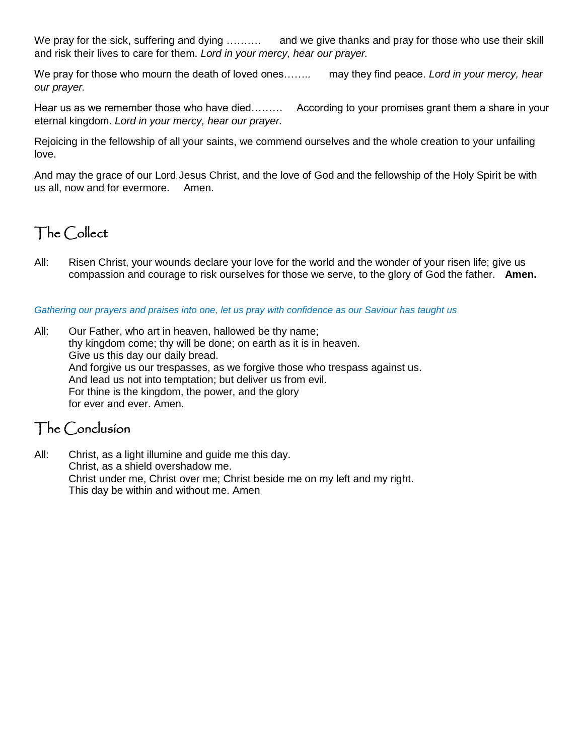We pray for the sick, suffering and dying ………   and we give thanks and pray for those who use their skill and risk their lives to care for them. *Lord in your mercy, hear our prayer.*

We pray for those who mourn the death of loved ones……..   may they find peace. *Lord in your mercy, hear our prayer.*

Hear us as we remember those who have died………   According to your promises grant them a share in your eternal kingdom. *Lord in your mercy, hear our prayer.*

Rejoicing in the fellowship of all your saints, we commend ourselves and the whole creation to your unfailing love.

And may the grace of our Lord Jesus Christ, and the love of God and the fellowship of the Holy Spirit be with us all, now and for evermore.   Amen.

## The Collect

All: Risen Christ, your wounds declare your love for the world and the wonder of your risen life; give us compassion and courage to risk ourselves for those we serve, to the glory of God the father. **Amen.**

*Gathering our prayers and praises into one, let us pray with confidence as our Saviour has taught us*

All: Our Father, who art in heaven, hallowed be thy name;
thy kingdom come; thy will be done; on earth as it is in heaven.
Give us this day our daily bread.
And forgive us our trespasses, as we forgive those who trespass against us.
And lead us not into temptation; but deliver us from evil.
For thine is the kingdom, the power, and the glory
for ever and ever. Amen.

## The Conclusion

All: Christ, as a light illumine and guide me this day.
Christ, as a shield overshadow me.
Christ under me, Christ over me; Christ beside me on my left and my right.
This day be within and without me. Amen